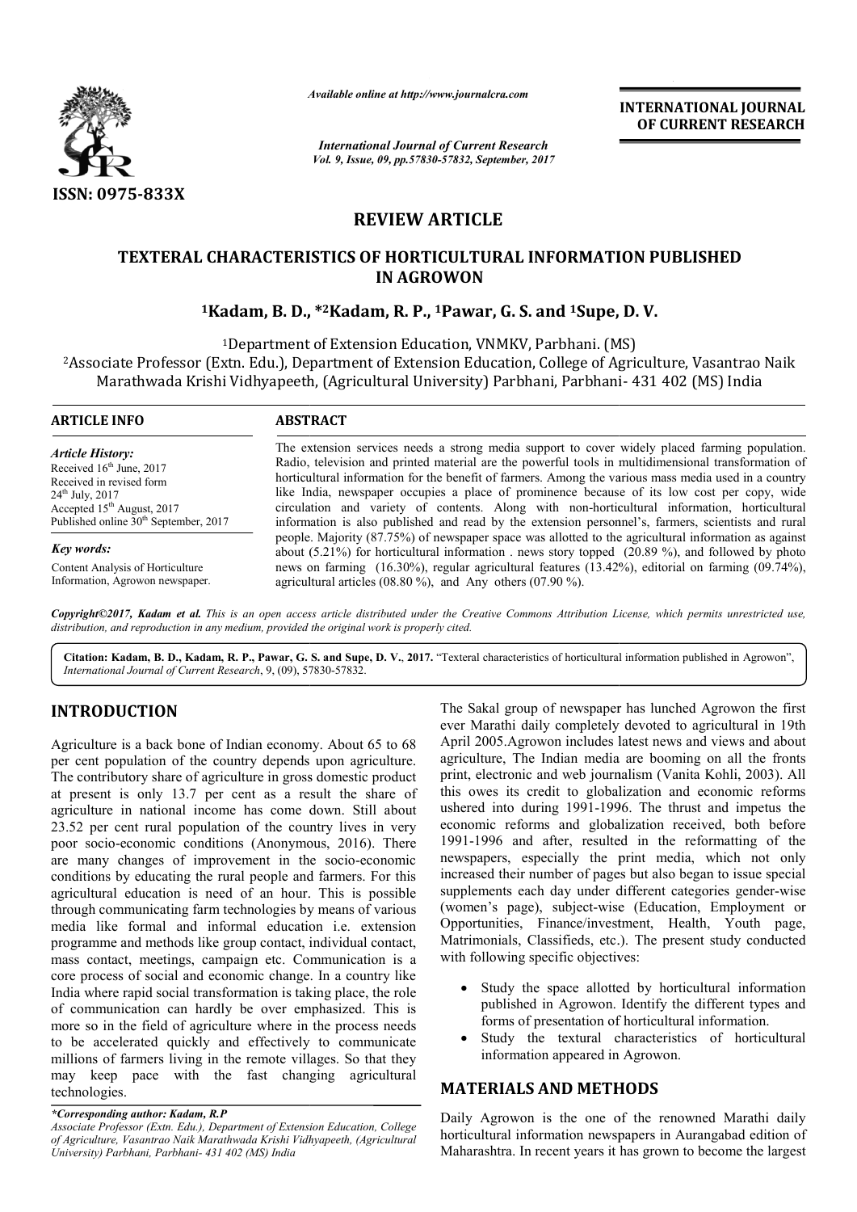ISSN: 0975-833X

*Available online at http://www.journalcra.com*

*International Journal of Current Research*
*Vol. 9, Issue, 09, pp.57830-57832, September, 2017*

**INTERNATIONAL JOURNAL OF CURRENT RESEARCH**

# REVIEW ARTICLE

# TEXTERAL CHARACTERISTICS OF HORTICULTURAL INFORMATION PUBLISHED IN AGROWON

**[1]Kadam, B. D., *[2]Kadam, R. P., [1]Pawar, G. S. and [1]Supe, D. V.**

[1]Department of Extension Education, VNMKV, Parbhani. (MS)

[2]Associate Professor (Extn. Edu.), Department of Extension Education, College of Agriculture, Vasantrao Naik Marathwada Krishi Vidhyapeeth, (Agricultural University) Parbhani, Parbhani- 431 402 (MS) India

**ARTICLE INFO**

*Article History:*
Received 16th June, 2017
Received in revised form
24th July, 2017
Accepted 15th August, 2017
Published online 30th September, 2017

*Key words:*
Content Analysis of Horticulture Information, Agrowon newspaper.

**ABSTRACT**

The extension services needs a strong media support to cover widely placed farming population. Radio, television and printed material are the powerful tools in multidimensional transformation of horticultural information for the benefit of farmers. Among the various mass media used in a country like India, newspaper occupies a place of prominence because of its low cost per copy, wide circulation and variety of contents. Along with non-horticultural information, horticultural information is also published and read by the extension personnel's, farmers, scientists and rural people. Majority (87.75%) of newspaper space was allotted to the agricultural information as against about (5.21%) for horticultural information . news story topped (20.89 %), and followed by photo news on farming (16.30%), regular agricultural features (13.42%), editorial on farming (09.74%), agricultural articles (08.80 %), and Any others (07.90 %).

*Copyright©2017, Kadam et al. This is an open access article distributed under the Creative Commons Attribution License, which permits unrestricted use, distribution, and reproduction in any medium, provided the original work is properly cited.*

**Citation: Kadam, B. D., Kadam, R. P., Pawar, G. S. and Supe, D. V., 2017.** "Texteral characteristics of horticultural information published in Agrowon", *International Journal of Current Research*, 9, (09), 57830-57832.

## INTRODUCTION

Agriculture is a back bone of Indian economy. About 65 to 68 per cent population of the country depends upon agriculture. The contributory share of agriculture in gross domestic product at present is only 13.7 per cent as a result the share of agriculture in national income has come down. Still about 23.52 per cent rural population of the country lives in very poor socio-economic conditions (Anonymous, 2016). There are many changes of improvement in the socio-economic conditions by educating the rural people and farmers. For this agricultural education is need of an hour. This is possible through communicating farm technologies by means of various media like formal and informal education i.e. extension programme and methods like group contact, individual contact, mass contact, meetings, campaign etc. Communication is a core process of social and economic change. In a country like India where rapid social transformation is taking place, the role of communication can hardly be over emphasized. This is more so in the field of agriculture where in the process needs to be accelerated quickly and effectively to communicate millions of farmers living in the remote villages. So that they may keep pace with the fast changing agricultural technologies.

The Sakal group of newspaper has lunched Agrowon the first ever Marathi daily completely devoted to agricultural in 19th April 2005.Agrowon includes latest news and views and about agriculture, The Indian media are booming on all the fronts print, electronic and web journalism (Vanita Kohli, 2003). All this owes its credit to globalization and economic reforms ushered into during 1991-1996. The thrust and impetus the economic reforms and globalization received, both before 1991-1996 and after, resulted in the reformatting of the newspapers, especially the print media, which not only increased their number of pages but also began to issue special supplements each day under different categories gender-wise (women's page), subject-wise (Education, Employment or Opportunities, Finance/investment, Health, Youth page, Matrimonials, Classifieds, etc.). The present study conducted with following specific objectives:

- Study the space allotted by horticultural information published in Agrowon. Identify the different types and forms of presentation of horticultural information.
- Study the textural characteristics of horticultural information appeared in Agrowon.

## MATERIALS AND METHODS

Daily Agrowon is the one of the renowned Marathi daily horticultural information newspapers in Aurangabad edition of Maharashtra. In recent years it has grown to become the largest

*\*Corresponding author: Kadam, R.P*
*Associate Professor (Extn. Edu.), Department of Extension Education, College of Agriculture, Vasantrao Naik Marathwada Krishi Vidhyapeeth, (Agricultural University) Parbhani, Parbhani- 431 402 (MS) India*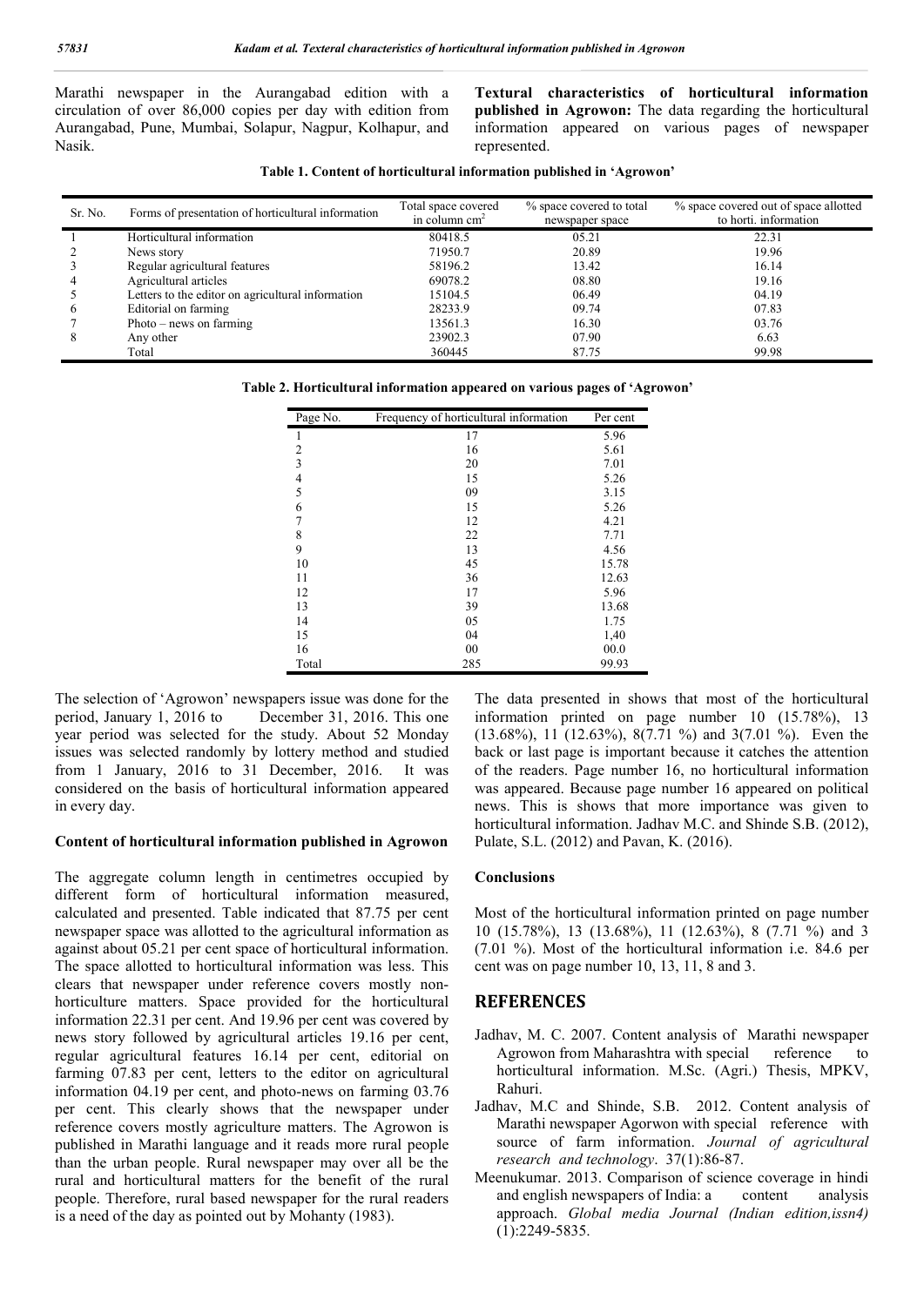Marathi newspaper in the Aurangabad edition with a circulation of over 86,000 copies per day with edition from Aurangabad, Pune, Mumbai, Solapur, Nagpur, Kolhapur, and Nasik.

**Textural characteristics of horticultural information published in Agrowon:** The data regarding the horticultural information appeared on various pages of newspaper represented.

**Table 1. Content of horticultural information published in 'Agrowon'**

| Sr. No. | Forms of presentation of horticultural information | Total space covered in column $cm^2$ | % space covered to total newspaper space | % space covered out of space allotted to horti. information |
|---|---|---|---|---|
| 1 | Horticultural information | 80418.5 | 05.21 | 22.31 |
| 2 | News story | 71950.7 | 20.89 | 19.96 |
| 3 | Regular agricultural features | 58196.2 | 13.42 | 16.14 |
| 4 | Agricultural articles | 69078.2 | 08.80 | 19.16 |
| 5 | Letters to the editor on agricultural information | 15104.5 | 06.49 | 04.19 |
| 6 | Editorial on farming | 28233.9 | 09.74 | 07.83 |
| 7 | Photo – news on farming | 13561.3 | 16.30 | 03.76 |
| 8 | Any other | 23902.3 | 07.90 | 6.63 |
| | Total | 360445 | 87.75 | 99.98 |

**Table 2. Horticultural information appeared on various pages of 'Agrowon'**

| Page No. | Frequency of horticultural information | Per cent |
|---|---|---|
| 1 | 17 | 5.96 |
| 2 | 16 | 5.61 |
| 3 | 20 | 7.01 |
| 4 | 15 | 5.26 |
| 5 | 09 | 3.15 |
| 6 | 15 | 5.26 |
| 7 | 12 | 4.21 |
| 8 | 22 | 7.71 |
| 9 | 13 | 4.56 |
| 10 | 45 | 15.78 |
| 11 | 36 | 12.63 |
| 12 | 17 | 5.96 |
| 13 | 39 | 13.68 |
| 14 | 05 | 1.75 |
| 15 | 04 | 1,40 |
| 16 | 00 | 00.0 |
| Total | 285 | 99.93 |

The selection of 'Agrowon' newspapers issue was done for the period, January 1, 2016 to December 31, 2016. This one year period was selected for the study. About 52 Monday issues was selected randomly by lottery method and studied from 1 January, 2016 to 31 December, 2016. It was considered on the basis of horticultural information appeared in every day.

### Content of horticultural information published in Agrowon

The aggregate column length in centimetres occupied by different form of horticultural information measured, calculated and presented. Table indicated that 87.75 per cent newspaper space was allotted to the agricultural information as against about 05.21 per cent space of horticultural information. The space allotted to horticultural information was less. This clears that newspaper under reference covers mostly non-horticulture matters. Space provided for the horticultural information 22.31 per cent. And 19.96 per cent was covered by news story followed by agricultural articles 19.16 per cent, regular agricultural features 16.14 per cent, editorial on farming 07.83 per cent, letters to the editor on agricultural information 04.19 per cent, and photo-news on farming 03.76 per cent. This clearly shows that the newspaper under reference covers mostly agriculture matters. The Agrowon is published in Marathi language and it reads more rural people than the urban people. Rural newspaper may over all be the rural and horticultural matters for the benefit of the rural people. Therefore, rural based newspaper for the rural readers is a need of the day as pointed out by Mohanty (1983).

The data presented in shows that most of the horticultural information printed on page number 10 (15.78%), 13 (13.68%), 11 (12.63%), 8(7.71 %) and 3(7.01 %). Even the back or last page is important because it catches the attention of the readers. Page number 16, no horticultural information was appeared. Because page number 16 appeared on political news. This is shows that more importance was given to horticultural information. Jadhav M.C. and Shinde S.B. (2012), Pulate, S.L. (2012) and Pavan, K. (2016).

### Conclusions

Most of the horticultural information printed on page number 10 (15.78%), 13 (13.68%), 11 (12.63%), 8 (7.71 %) and 3 (7.01 %). Most of the horticultural information i.e. 84.6 per cent was on page number 10, 13, 11, 8 and 3.

## REFERENCES

- Jadhav, M. C. 2007. Content analysis of Marathi newspaper Agrowon from Maharashtra with special reference to horticultural information. M.Sc. (Agri.) Thesis, MPKV, Rahuri.
- Jadhav, M.C and Shinde, S.B. 2012. Content analysis of Marathi newspaper Agorwon with special reference with source of farm information. *Journal of agricultural research and technology*. 37(1):86-87.
- Meenukumar. 2013. Comparison of science coverage in hindi and english newspapers of India: a content analysis approach. *Global media Journal (Indian edition,issn4)* (1):2249-5835.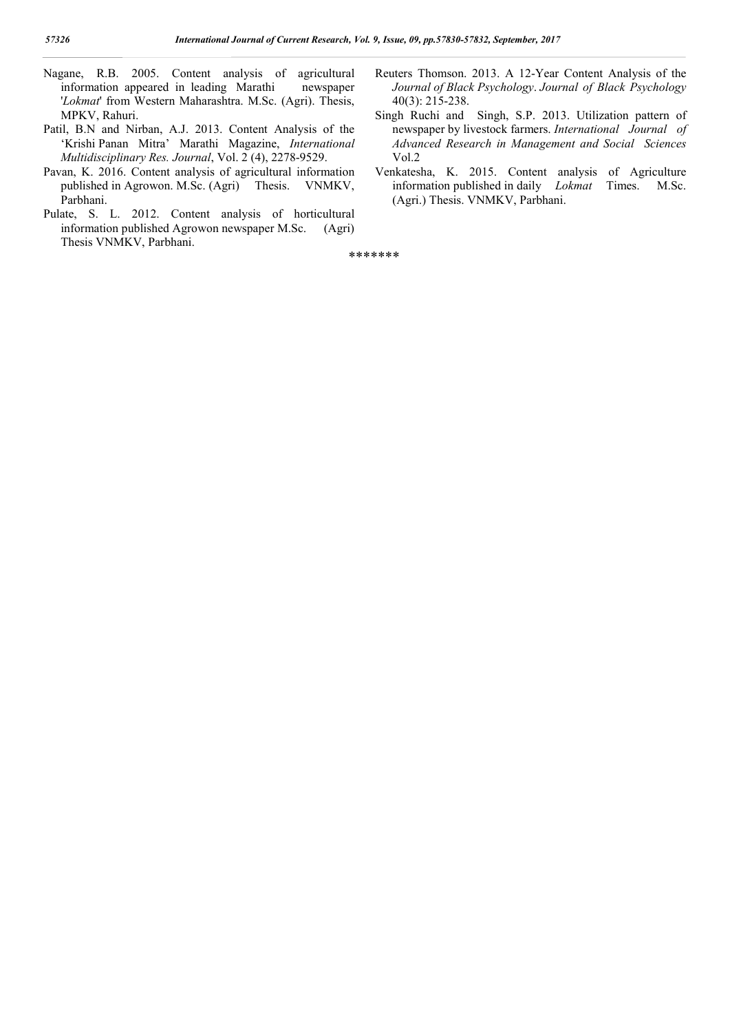Nagane, R.B. 2005. Content analysis of agricultural information appeared in leading Marathi newspaper '*Lokmat*' from Western Maharashtra. M.Sc. (Agri). Thesis, MPKV, Rahuri.

Patil, B.N and Nirban, A.J. 2013. Content Analysis of the 'Krishi Panan Mitra' Marathi Magazine, *International Multidisciplinary Res. Journal*, Vol. 2 (4), 2278-9529.

Pavan, K. 2016. Content analysis of agricultural information published in Agrowon. M.Sc. (Agri) Thesis. VNMKV, Parbhani.

Pulate, S. L. 2012. Content analysis of horticultural information published Agrowon newspaper M.Sc. (Agri) Thesis VNMKV, Parbhani.

Reuters Thomson. 2013. A 12-Year Content Analysis of the *Journal of Black Psychology*. *Journal of Black Psychology* 40(3): 215-238.

Singh Ruchi and Singh, S.P. 2013. Utilization pattern of newspaper by livestock farmers. *International Journal of Advanced Research in Management and Social Sciences* Vol.2

Venkatesha, K. 2015. Content analysis of Agriculture information published in daily *Lokmat* Times. M.Sc. (Agri.) Thesis. VNMKV, Parbhani.

\*\*\*\*\*\*\*